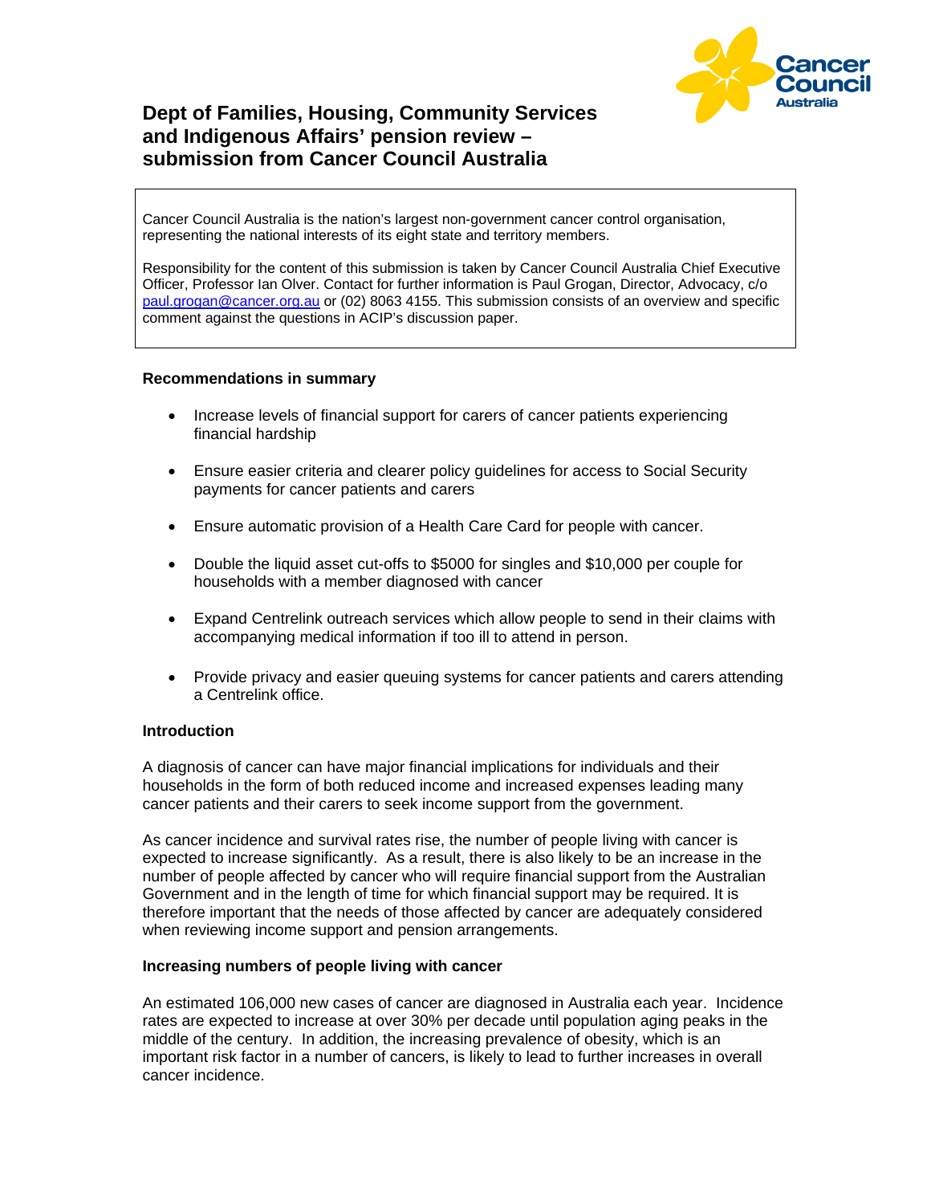# Dept of Families, Housing, Community Services and Indigenous Affairs' pension review – submission from Cancer Council Australia

Cancer Council Australia is the nation's largest non-government cancer control organisation, representing the national interests of its eight state and territory members.

Responsibility for the content of this submission is taken by Cancer Council Australia Chief Executive Officer, Professor Ian Olver. Contact for further information is Paul Grogan, Director, Advocacy, c/o paul.grogan@cancer.org.au or (02) 8063 4155. This submission consists of an overview and specific comment against the questions in ACIP's discussion paper.

**Recommendations in summary**

- Increase levels of financial support for carers of cancer patients experiencing financial hardship
- Ensure easier criteria and clearer policy guidelines for access to Social Security payments for cancer patients and carers
- Ensure automatic provision of a Health Care Card for people with cancer.
- Double the liquid asset cut-offs to $5000 for singles and $10,000 per couple for households with a member diagnosed with cancer
- Expand Centrelink outreach services which allow people to send in their claims with accompanying medical information if too ill to attend in person.
- Provide privacy and easier queuing systems for cancer patients and carers attending a Centrelink office.

**Introduction**

A diagnosis of cancer can have major financial implications for individuals and their households in the form of both reduced income and increased expenses leading many cancer patients and their carers to seek income support from the government.

As cancer incidence and survival rates rise, the number of people living with cancer is expected to increase significantly. As a result, there is also likely to be an increase in the number of people affected by cancer who will require financial support from the Australian Government and in the length of time for which financial support may be required. It is therefore important that the needs of those affected by cancer are adequately considered when reviewing income support and pension arrangements.

**Increasing numbers of people living with cancer**

An estimated 106,000 new cases of cancer are diagnosed in Australia each year. Incidence rates are expected to increase at over 30% per decade until population aging peaks in the middle of the century. In addition, the increasing prevalence of obesity, which is an important risk factor in a number of cancers, is likely to lead to further increases in overall cancer incidence.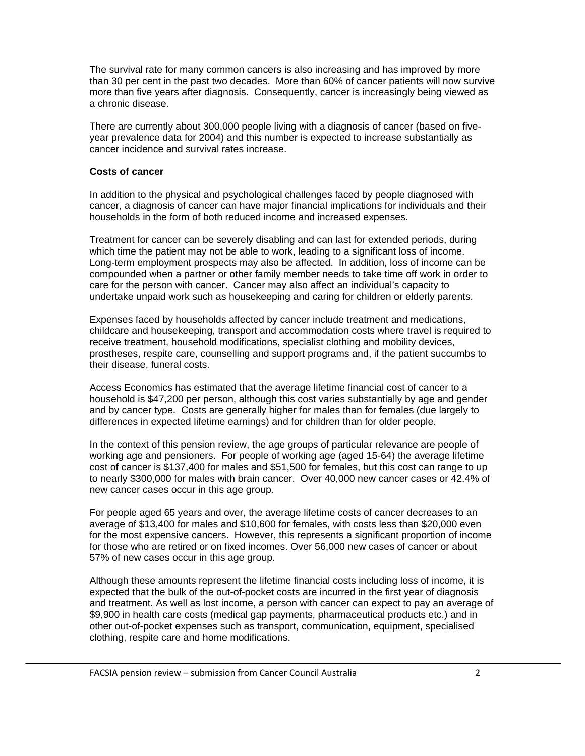The survival rate for many common cancers is also increasing and has improved by more than 30 per cent in the past two decades. More than 60% of cancer patients will now survive more than five years after diagnosis. Consequently, cancer is increasingly being viewed as a chronic disease.

There are currently about 300,000 people living with a diagnosis of cancer (based on five-year prevalence data for 2004) and this number is expected to increase substantially as cancer incidence and survival rates increase.

**Costs of cancer**

In addition to the physical and psychological challenges faced by people diagnosed with cancer, a diagnosis of cancer can have major financial implications for individuals and their households in the form of both reduced income and increased expenses.

Treatment for cancer can be severely disabling and can last for extended periods, during which time the patient may not be able to work, leading to a significant loss of income. Long-term employment prospects may also be affected. In addition, loss of income can be compounded when a partner or other family member needs to take time off work in order to care for the person with cancer. Cancer may also affect an individual's capacity to undertake unpaid work such as housekeeping and caring for children or elderly parents.

Expenses faced by households affected by cancer include treatment and medications, childcare and housekeeping, transport and accommodation costs where travel is required to receive treatment, household modifications, specialist clothing and mobility devices, prostheses, respite care, counselling and support programs and, if the patient succumbs to their disease, funeral costs.

Access Economics has estimated that the average lifetime financial cost of cancer to a household is $47,200 per person, although this cost varies substantially by age and gender and by cancer type. Costs are generally higher for males than for females (due largely to differences in expected lifetime earnings) and for children than for older people.

In the context of this pension review, the age groups of particular relevance are people of working age and pensioners. For people of working age (aged 15-64) the average lifetime cost of cancer is $137,400 for males and $51,500 for females, but this cost can range to up to nearly $300,000 for males with brain cancer. Over 40,000 new cancer cases or 42.4% of new cancer cases occur in this age group.

For people aged 65 years and over, the average lifetime costs of cancer decreases to an average of $13,400 for males and $10,600 for females, with costs less than $20,000 even for the most expensive cancers. However, this represents a significant proportion of income for those who are retired or on fixed incomes. Over 56,000 new cases of cancer or about 57% of new cases occur in this age group.

Although these amounts represent the lifetime financial costs including loss of income, it is expected that the bulk of the out-of-pocket costs are incurred in the first year of diagnosis and treatment. As well as lost income, a person with cancer can expect to pay an average of $9,900 in health care costs (medical gap payments, pharmaceutical products etc.) and in other out-of-pocket expenses such as transport, communication, equipment, specialised clothing, respite care and home modifications.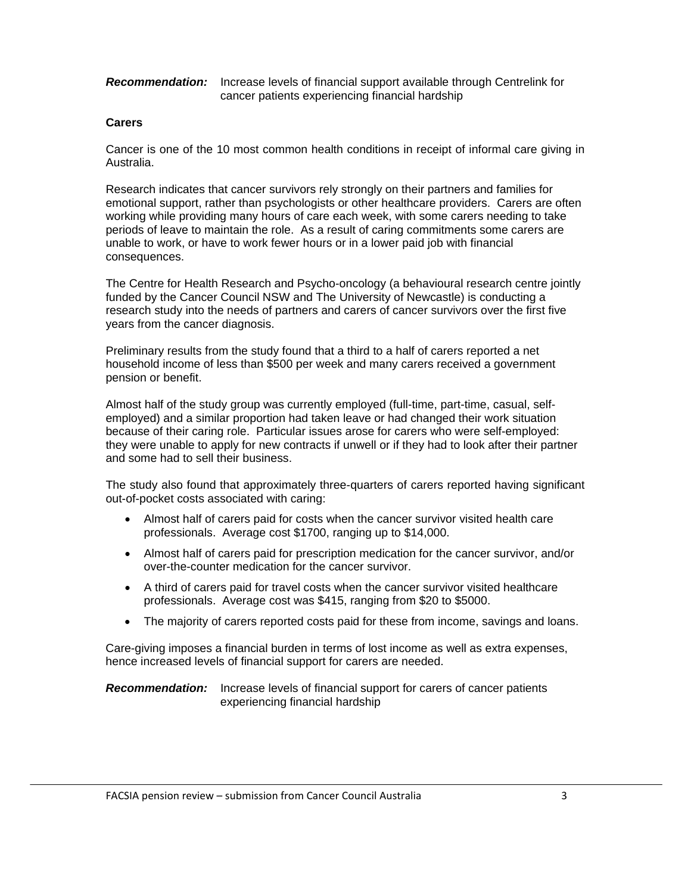***Recommendation:*** Increase levels of financial support available through Centrelink for cancer patients experiencing financial hardship

**Carers**

Cancer is one of the 10 most common health conditions in receipt of informal care giving in Australia.

Research indicates that cancer survivors rely strongly on their partners and families for emotional support, rather than psychologists or other healthcare providers. Carers are often working while providing many hours of care each week, with some carers needing to take periods of leave to maintain the role. As a result of caring commitments some carers are unable to work, or have to work fewer hours or in a lower paid job with financial consequences.

The Centre for Health Research and Psycho-oncology (a behavioural research centre jointly funded by the Cancer Council NSW and The University of Newcastle) is conducting a research study into the needs of partners and carers of cancer survivors over the first five years from the cancer diagnosis.

Preliminary results from the study found that a third to a half of carers reported a net household income of less than $500 per week and many carers received a government pension or benefit.

Almost half of the study group was currently employed (full-time, part-time, casual, self-employed) and a similar proportion had taken leave or had changed their work situation because of their caring role. Particular issues arose for carers who were self-employed: they were unable to apply for new contracts if unwell or if they had to look after their partner and some had to sell their business.

The study also found that approximately three-quarters of carers reported having significant out-of-pocket costs associated with caring:

- Almost half of carers paid for costs when the cancer survivor visited health care professionals. Average cost $1700, ranging up to $14,000.
- Almost half of carers paid for prescription medication for the cancer survivor, and/or over-the-counter medication for the cancer survivor.
- A third of carers paid for travel costs when the cancer survivor visited healthcare professionals. Average cost was $415, ranging from $20 to $5000.
- The majority of carers reported costs paid for these from income, savings and loans.

Care-giving imposes a financial burden in terms of lost income as well as extra expenses, hence increased levels of financial support for carers are needed.

***Recommendation:*** Increase levels of financial support for carers of cancer patients experiencing financial hardship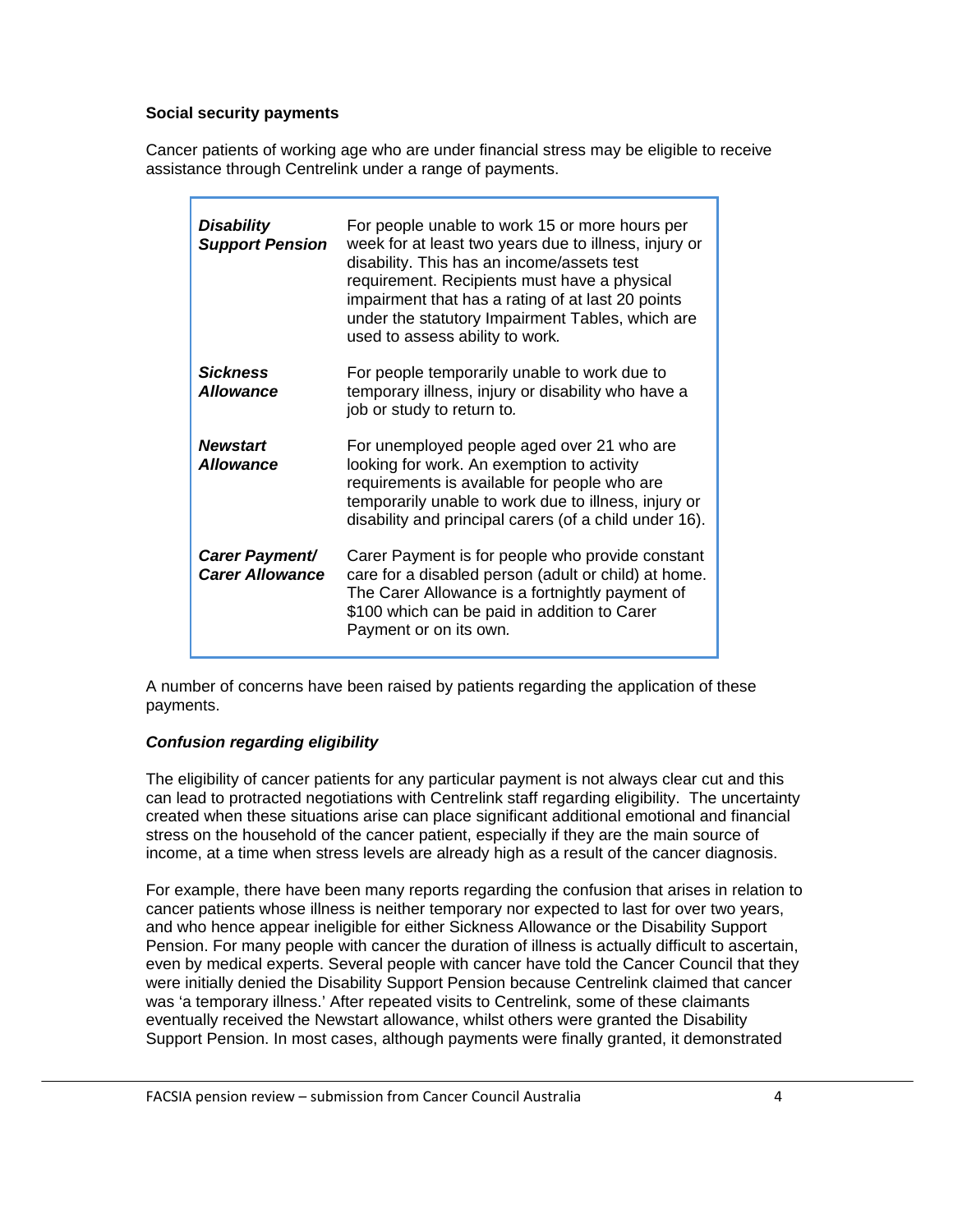**Social security payments**

Cancer patients of working age who are under financial stress may be eligible to receive assistance through Centrelink under a range of payments.

| | |
|---|---|
| ***Disability Support Pension*** | For people unable to work 15 or more hours per week for at least two years due to illness, injury or disability. This has an income/assets test requirement. Recipients must have a physical impairment that has a rating of at last 20 points under the statutory Impairment Tables, which are used to assess ability to work. |
| ***Sickness Allowance*** | For people temporarily unable to work due to temporary illness, injury or disability who have a job or study to return to. |
| ***Newstart Allowance*** | For unemployed people aged over 21 who are looking for work. An exemption to activity requirements is available for people who are temporarily unable to work due to illness, injury or disability and principal carers (of a child under 16). |
| ***Carer Payment/ Carer Allowance*** | Carer Payment is for people who provide constant care for a disabled person (adult or child) at home. The Carer Allowance is a fortnightly payment of $100 which can be paid in addition to Carer Payment or on its own. |

A number of concerns have been raised by patients regarding the application of these payments.

***Confusion regarding eligibility***

The eligibility of cancer patients for any particular payment is not always clear cut and this can lead to protracted negotiations with Centrelink staff regarding eligibility. The uncertainty created when these situations arise can place significant additional emotional and financial stress on the household of the cancer patient, especially if they are the main source of income, at a time when stress levels are already high as a result of the cancer diagnosis.

For example, there have been many reports regarding the confusion that arises in relation to cancer patients whose illness is neither temporary nor expected to last for over two years, and who hence appear ineligible for either Sickness Allowance or the Disability Support Pension. For many people with cancer the duration of illness is actually difficult to ascertain, even by medical experts. Several people with cancer have told the Cancer Council that they were initially denied the Disability Support Pension because Centrelink claimed that cancer was 'a temporary illness.' After repeated visits to Centrelink, some of these claimants eventually received the Newstart allowance, whilst others were granted the Disability Support Pension. In most cases, although payments were finally granted, it demonstrated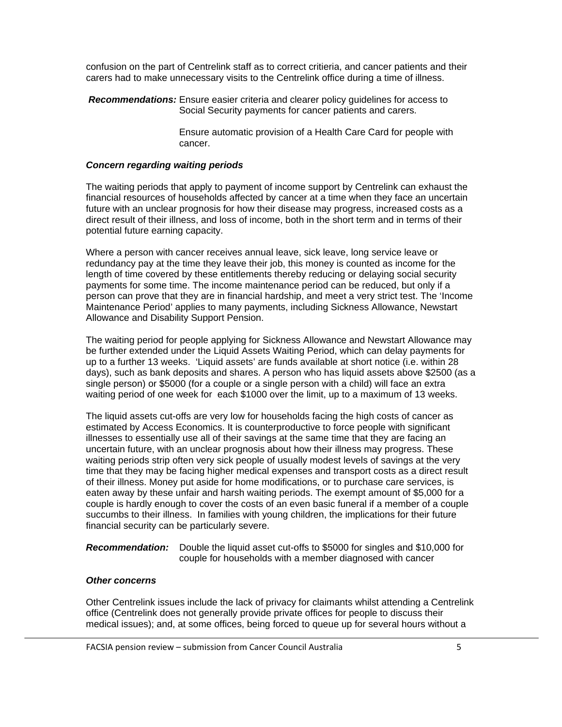confusion on the part of Centrelink staff as to correct critieria, and cancer patients and their carers had to make unnecessary visits to the Centrelink office during a time of illness.

***Recommendations:*** Ensure easier criteria and clearer policy guidelines for access to Social Security payments for cancer patients and carers.

Ensure automatic provision of a Health Care Card for people with cancer.

***Concern regarding waiting periods***

The waiting periods that apply to payment of income support by Centrelink can exhaust the financial resources of households affected by cancer at a time when they face an uncertain future with an unclear prognosis for how their disease may progress, increased costs as a direct result of their illness, and loss of income, both in the short term and in terms of their potential future earning capacity.

Where a person with cancer receives annual leave, sick leave, long service leave or redundancy pay at the time they leave their job, this money is counted as income for the length of time covered by these entitlements thereby reducing or delaying social security payments for some time. The income maintenance period can be reduced, but only if a person can prove that they are in financial hardship, and meet a very strict test. The 'Income Maintenance Period' applies to many payments, including Sickness Allowance, Newstart Allowance and Disability Support Pension.

The waiting period for people applying for Sickness Allowance and Newstart Allowance may be further extended under the Liquid Assets Waiting Period, which can delay payments for up to a further 13 weeks. 'Liquid assets' are funds available at short notice (i.e. within 28 days), such as bank deposits and shares. A person who has liquid assets above $2500 (as a single person) or $5000 (for a couple or a single person with a child) will face an extra waiting period of one week for each $1000 over the limit, up to a maximum of 13 weeks.

The liquid assets cut-offs are very low for households facing the high costs of cancer as estimated by Access Economics. It is counterproductive to force people with significant illnesses to essentially use all of their savings at the same time that they are facing an uncertain future, with an unclear prognosis about how their illness may progress. These waiting periods strip often very sick people of usually modest levels of savings at the very time that they may be facing higher medical expenses and transport costs as a direct result of their illness. Money put aside for home modifications, or to purchase care services, is eaten away by these unfair and harsh waiting periods. The exempt amount of $5,000 for a couple is hardly enough to cover the costs of an even basic funeral if a member of a couple succumbs to their illness. In families with young children, the implications for their future financial security can be particularly severe.

***Recommendation:*** Double the liquid asset cut-offs to $5000 for singles and $10,000 for couple for households with a member diagnosed with cancer

***Other concerns***

Other Centrelink issues include the lack of privacy for claimants whilst attending a Centrelink office (Centrelink does not generally provide private offices for people to discuss their medical issues); and, at some offices, being forced to queue up for several hours without a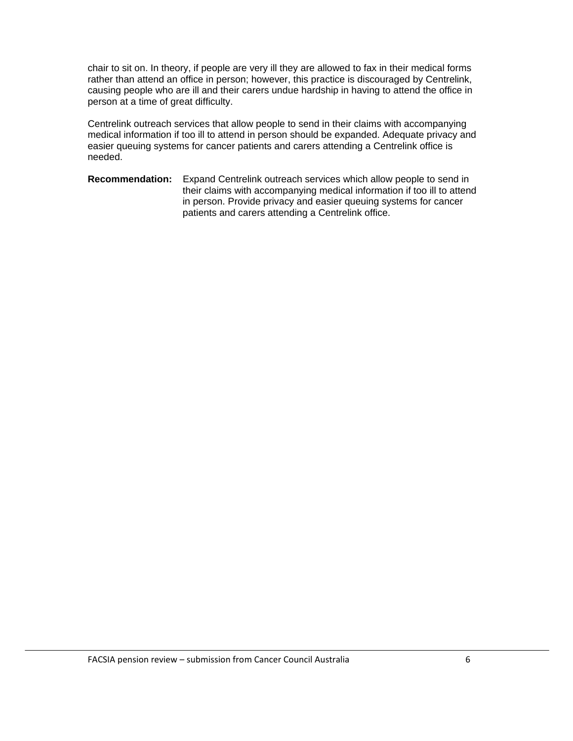chair to sit on. In theory, if people are very ill they are allowed to fax in their medical forms rather than attend an office in person; however, this practice is discouraged by Centrelink, causing people who are ill and their carers undue hardship in having to attend the office in person at a time of great difficulty.

Centrelink outreach services that allow people to send in their claims with accompanying medical information if too ill to attend in person should be expanded. Adequate privacy and easier queuing systems for cancer patients and carers attending a Centrelink office is needed.

**Recommendation:** Expand Centrelink outreach services which allow people to send in their claims with accompanying medical information if too ill to attend in person. Provide privacy and easier queuing systems for cancer patients and carers attending a Centrelink office.